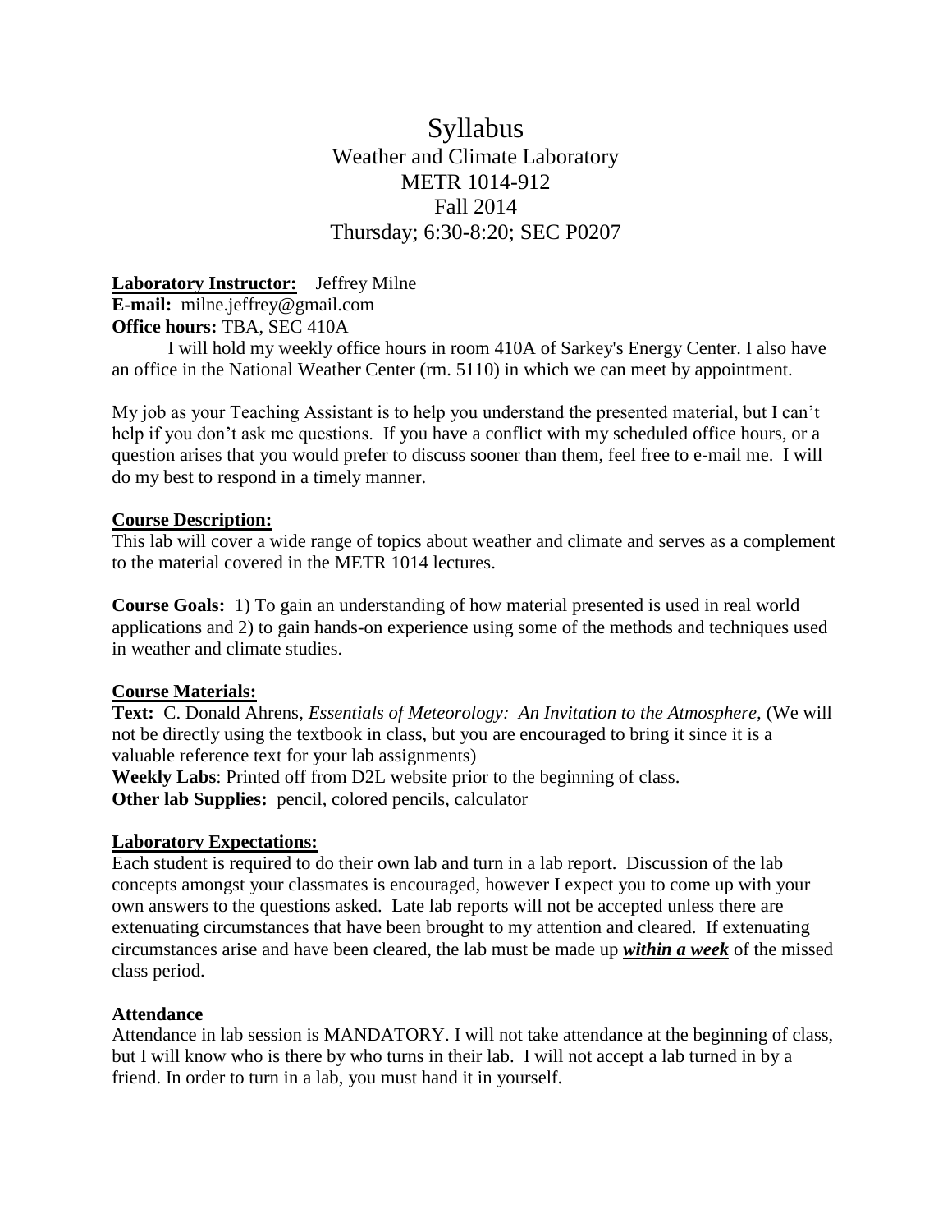# Syllabus

## Weather and Climate Laboratory
## METR 1014-912
## Fall 2014
## Thursday; 6:30-8:20; SEC P0207

**Laboratory Instructor:** Jeffrey Milne
**E-mail:** milne.jeffrey@gmail.com
**Office hours:** TBA, SEC 410A

I will hold my weekly office hours in room 410A of Sarkey's Energy Center. I also have an office in the National Weather Center (rm. 5110) in which we can meet by appointment.

My job as your Teaching Assistant is to help you understand the presented material, but I can't help if you don't ask me questions. If you have a conflict with my scheduled office hours, or a question arises that you would prefer to discuss sooner than them, feel free to e-mail me. I will do my best to respond in a timely manner.

**Course Description:**

This lab will cover a wide range of topics about weather and climate and serves as a complement to the material covered in the METR 1014 lectures.

**Course Goals:** 1) To gain an understanding of how material presented is used in real world applications and 2) to gain hands-on experience using some of the methods and techniques used in weather and climate studies.

**Course Materials:**

**Text:** C. Donald Ahrens, *Essentials of Meteorology: An Invitation to the Atmosphere*, (We will not be directly using the textbook in class, but you are encouraged to bring it since it is a valuable reference text for your lab assignments)
**Weekly Labs**: Printed off from D2L website prior to the beginning of class.
**Other lab Supplies:** pencil, colored pencils, calculator

**Laboratory Expectations:**

Each student is required to do their own lab and turn in a lab report. Discussion of the lab concepts amongst your classmates is encouraged, however I expect you to come up with your own answers to the questions asked. Late lab reports will not be accepted unless there are extenuating circumstances that have been brought to my attention and cleared. If extenuating circumstances arise and have been cleared, the lab must be made up ***within a week*** of the missed class period.

**Attendance**

Attendance in lab session is MANDATORY. I will not take attendance at the beginning of class, but I will know who is there by who turns in their lab. I will not accept a lab turned in by a friend. In order to turn in a lab, you must hand it in yourself.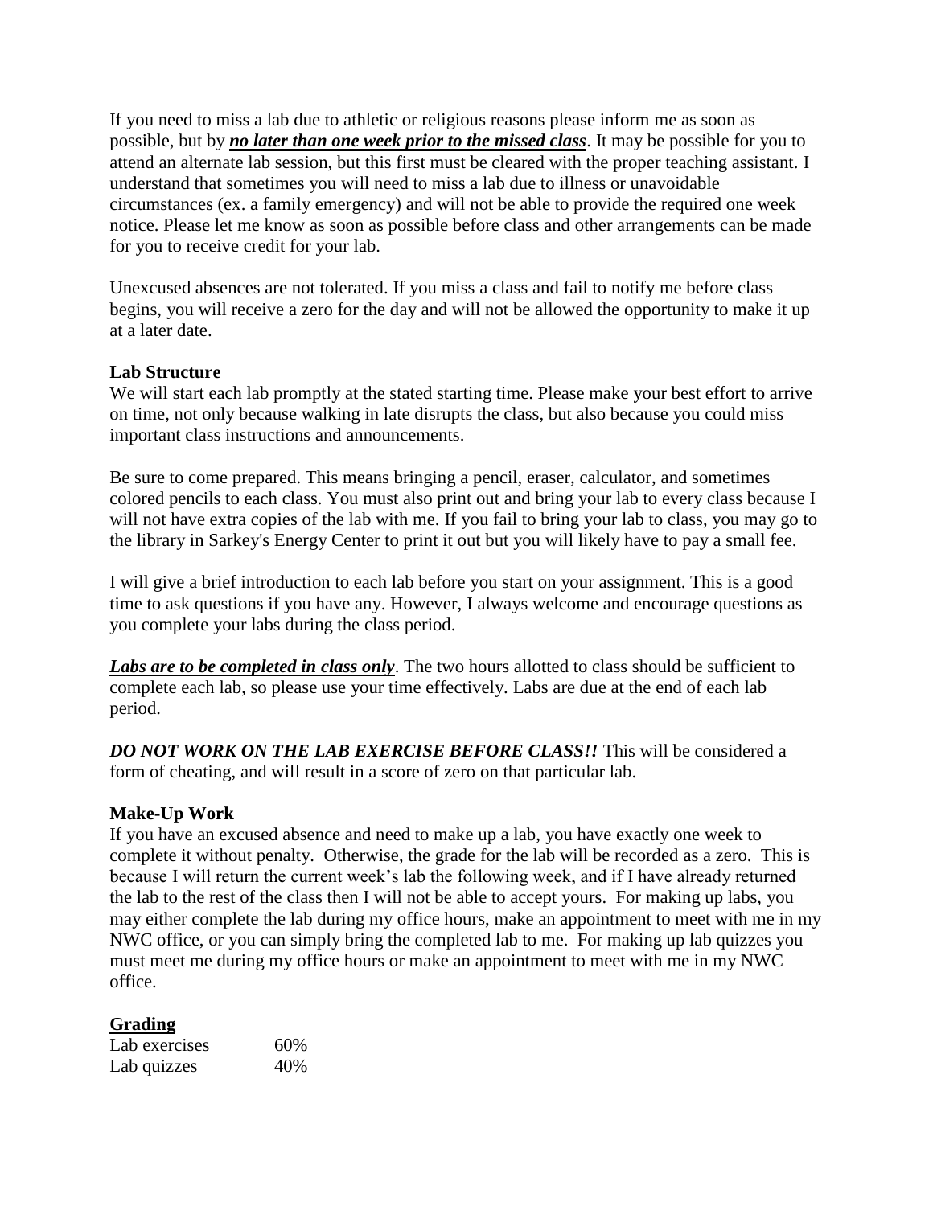If you need to miss a lab due to athletic or religious reasons please inform me as soon as possible, but by ***no later than one week prior to the missed class***. It may be possible for you to attend an alternate lab session, but this first must be cleared with the proper teaching assistant. I understand that sometimes you will need to miss a lab due to illness or unavoidable circumstances (ex. a family emergency) and will not be able to provide the required one week notice. Please let me know as soon as possible before class and other arrangements can be made for you to receive credit for your lab.

Unexcused absences are not tolerated. If you miss a class and fail to notify me before class begins, you will receive a zero for the day and will not be allowed the opportunity to make it up at a later date.

**Lab Structure**

We will start each lab promptly at the stated starting time. Please make your best effort to arrive on time, not only because walking in late disrupts the class, but also because you could miss important class instructions and announcements.

Be sure to come prepared. This means bringing a pencil, eraser, calculator, and sometimes colored pencils to each class. You must also print out and bring your lab to every class because I will not have extra copies of the lab with me. If you fail to bring your lab to class, you may go to the library in Sarkey's Energy Center to print it out but you will likely have to pay a small fee.

I will give a brief introduction to each lab before you start on your assignment. This is a good time to ask questions if you have any. However, I always welcome and encourage questions as you complete your labs during the class period.

***Labs are to be completed in class only***. The two hours allotted to class should be sufficient to complete each lab, so please use your time effectively. Labs are due at the end of each lab period.

***DO NOT WORK ON THE LAB EXERCISE BEFORE CLASS!!*** This will be considered a form of cheating, and will result in a score of zero on that particular lab.

**Make-Up Work**

If you have an excused absence and need to make up a lab, you have exactly one week to complete it without penalty. Otherwise, the grade for the lab will be recorded as a zero. This is because I will return the current week's lab the following week, and if I have already returned the lab to the rest of the class then I will not be able to accept yours. For making up labs, you may either complete the lab during my office hours, make an appointment to meet with me in my NWC office, or you can simply bring the completed lab to me. For making up lab quizzes you must meet me during my office hours or make an appointment to meet with me in my NWC office.

**Grading**

| | |
|---|---|
| Lab exercises | 60% |
| Lab quizzes | 40% |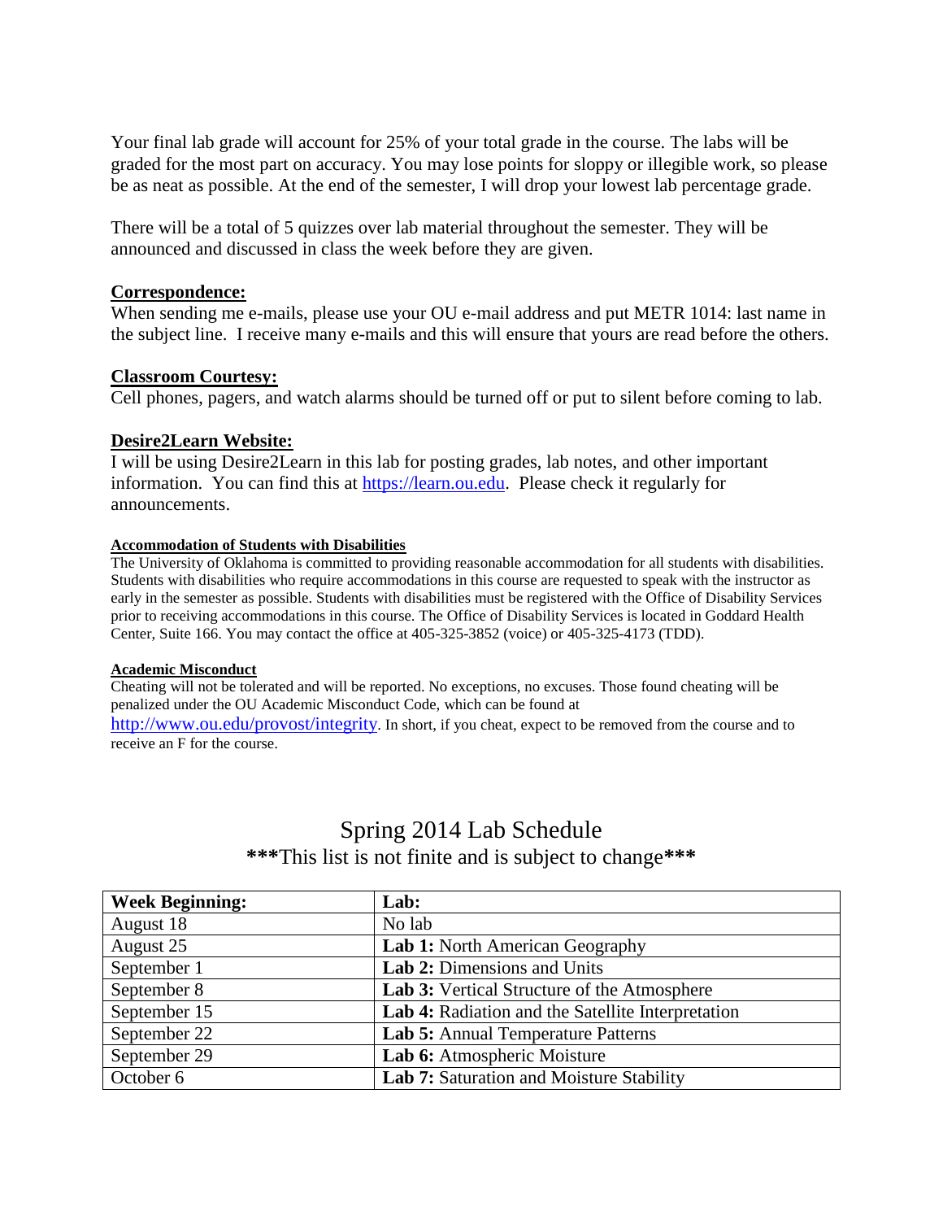Your final lab grade will account for 25% of your total grade in the course. The labs will be graded for the most part on accuracy. You may lose points for sloppy or illegible work, so please be as neat as possible. At the end of the semester, I will drop your lowest lab percentage grade.

There will be a total of 5 quizzes over lab material throughout the semester. They will be announced and discussed in class the week before they are given.

**Correspondence:**

When sending me e-mails, please use your OU e-mail address and put METR 1014: last name in the subject line. I receive many e-mails and this will ensure that yours are read before the others.

**Classroom Courtesy:**

Cell phones, pagers, and watch alarms should be turned off or put to silent before coming to lab.

**Desire2Learn Website:**

I will be using Desire2Learn in this lab for posting grades, lab notes, and other important information. You can find this at https://learn.ou.edu. Please check it regularly for announcements.

**Accommodation of Students with Disabilities**

The University of Oklahoma is committed to providing reasonable accommodation for all students with disabilities. Students with disabilities who require accommodations in this course are requested to speak with the instructor as early in the semester as possible. Students with disabilities must be registered with the Office of Disability Services prior to receiving accommodations in this course. The Office of Disability Services is located in Goddard Health Center, Suite 166. You may contact the office at 405-325-3852 (voice) or 405-325-4173 (TDD).

**Academic Misconduct**

Cheating will not be tolerated and will be reported. No exceptions, no excuses. Those found cheating will be penalized under the OU Academic Misconduct Code, which can be found at http://www.ou.edu/provost/integrity. In short, if you cheat, expect to be removed from the course and to receive an F for the course.

## Spring 2014 Lab Schedule

**\*\*\***This list is not finite and is subject to change**\*\*\***

| **Week Beginning:** | **Lab:** |
|---|---|
| August 18 | No lab |
| August 25 | **Lab 1:** North American Geography |
| September 1 | **Lab 2:** Dimensions and Units |
| September 8 | **Lab 3:** Vertical Structure of the Atmosphere |
| September 15 | **Lab 4:** Radiation and the Satellite Interpretation |
| September 22 | **Lab 5:** Annual Temperature Patterns |
| September 29 | **Lab 6:** Atmospheric Moisture |
| October 6 | **Lab 7:** Saturation and Moisture Stability |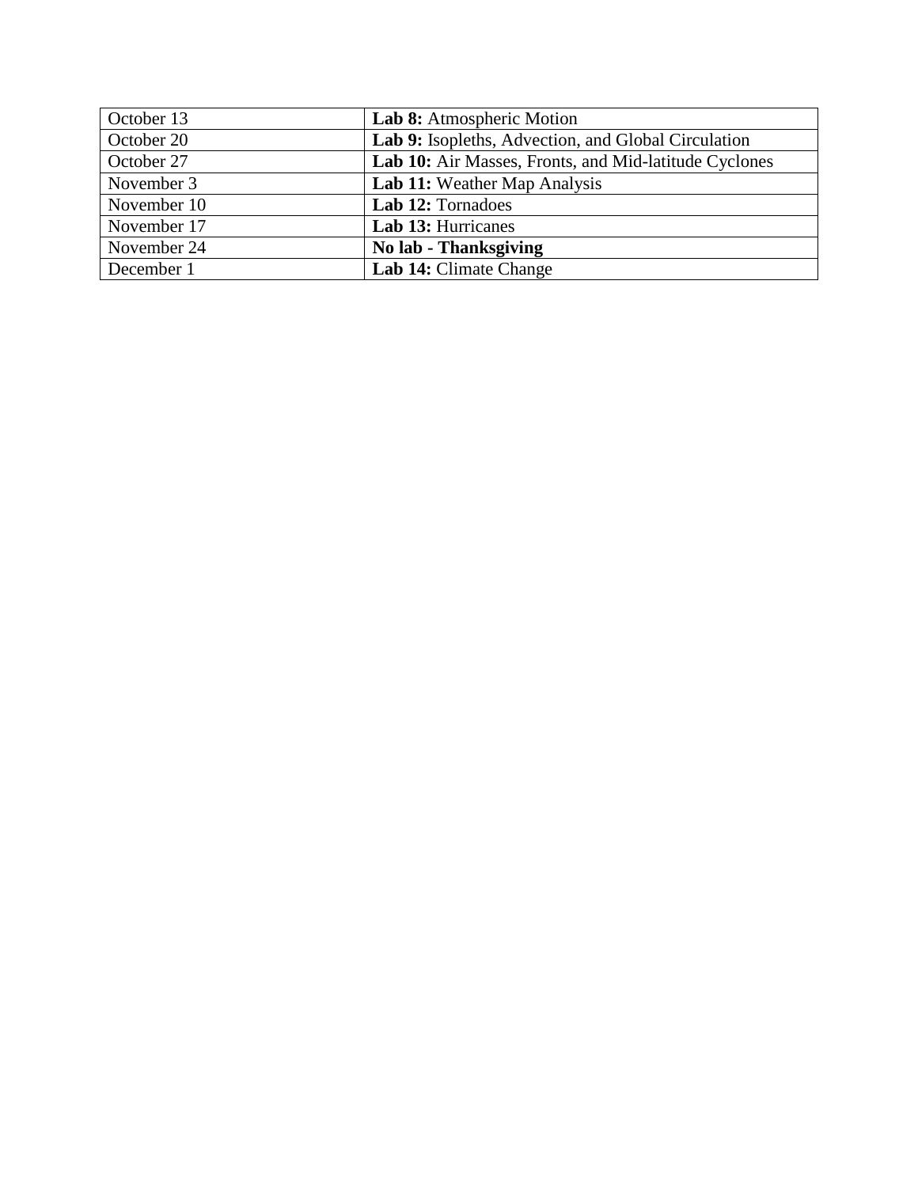| | |
|---|---|
| October 13 | **Lab 8:** Atmospheric Motion |
| October 20 | **Lab 9:** Isopleths, Advection, and Global Circulation |
| October 27 | **Lab 10:** Air Masses, Fronts, and Mid-latitude Cyclones |
| November 3 | **Lab 11:** Weather Map Analysis |
| November 10 | **Lab 12:** Tornadoes |
| November 17 | **Lab 13:** Hurricanes |
| November 24 | **No lab - Thanksgiving** |
| December 1 | **Lab 14:** Climate Change |